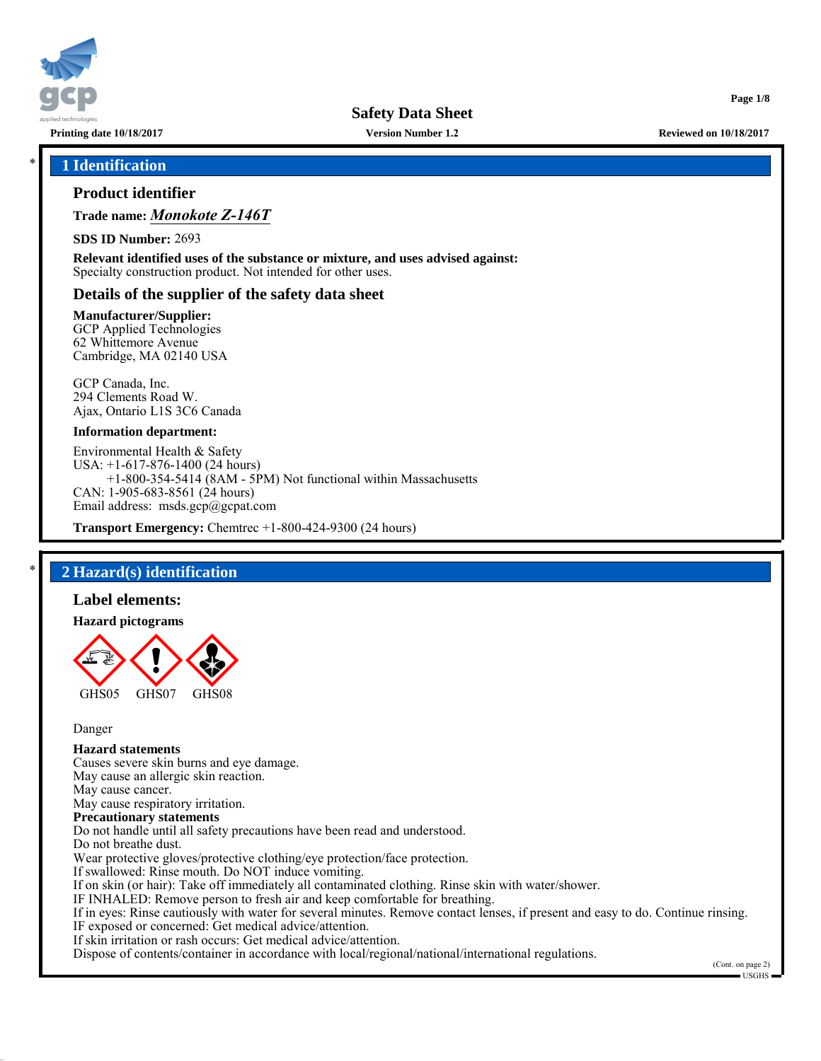Safety Data Sheet

Printing date 10/18/2017 | Version Number 1.2 | Reviewed on 10/18/2017

## * 1 Identification

### Product identifier

**Trade name:** ***Monokote Z-146T***

**SDS ID Number:** 2693

**Relevant identified uses of the substance or mixture, and uses advised against:**
Specialty construction product. Not intended for other uses.

### Details of the supplier of the safety data sheet

**Manufacturer/Supplier:**
GCP Applied Technologies
62 Whittemore Avenue
Cambridge, MA 02140 USA

GCP Canada, Inc.
294 Clements Road W.
Ajax, Ontario L1S 3C6 Canada

**Information department:**

Environmental Health & Safety
USA: +1-617-876-1400 (24 hours)
+1-800-354-5414 (8AM - 5PM) Not functional within Massachusetts
CAN: 1-905-683-8561 (24 hours)
Email address: msds.gcp@gcpat.com

**Transport Emergency:** Chemtrec +1-800-424-9300 (24 hours)

## * 2 Hazard(s) identification

### Label elements:

**Hazard pictograms**

GHS05 GHS07 GHS08

Danger

**Hazard statements**
Causes severe skin burns and eye damage.
May cause an allergic skin reaction.
May cause cancer.
May cause respiratory irritation.

**Precautionary statements**
Do not handle until all safety precautions have been read and understood.
Do not breathe dust.
Wear protective gloves/protective clothing/eye protection/face protection.
If swallowed: Rinse mouth. Do NOT induce vomiting.
If on skin (or hair): Take off immediately all contaminated clothing. Rinse skin with water/shower.
IF INHALED: Remove person to fresh air and keep comfortable for breathing.
If in eyes: Rinse cautiously with water for several minutes. Remove contact lenses, if present and easy to do. Continue rinsing.
IF exposed or concerned: Get medical advice/attention.
If skin irritation or rash occurs: Get medical advice/attention.
Dispose of contents/container in accordance with local/regional/national/international regulations.

(Cont. on page 2)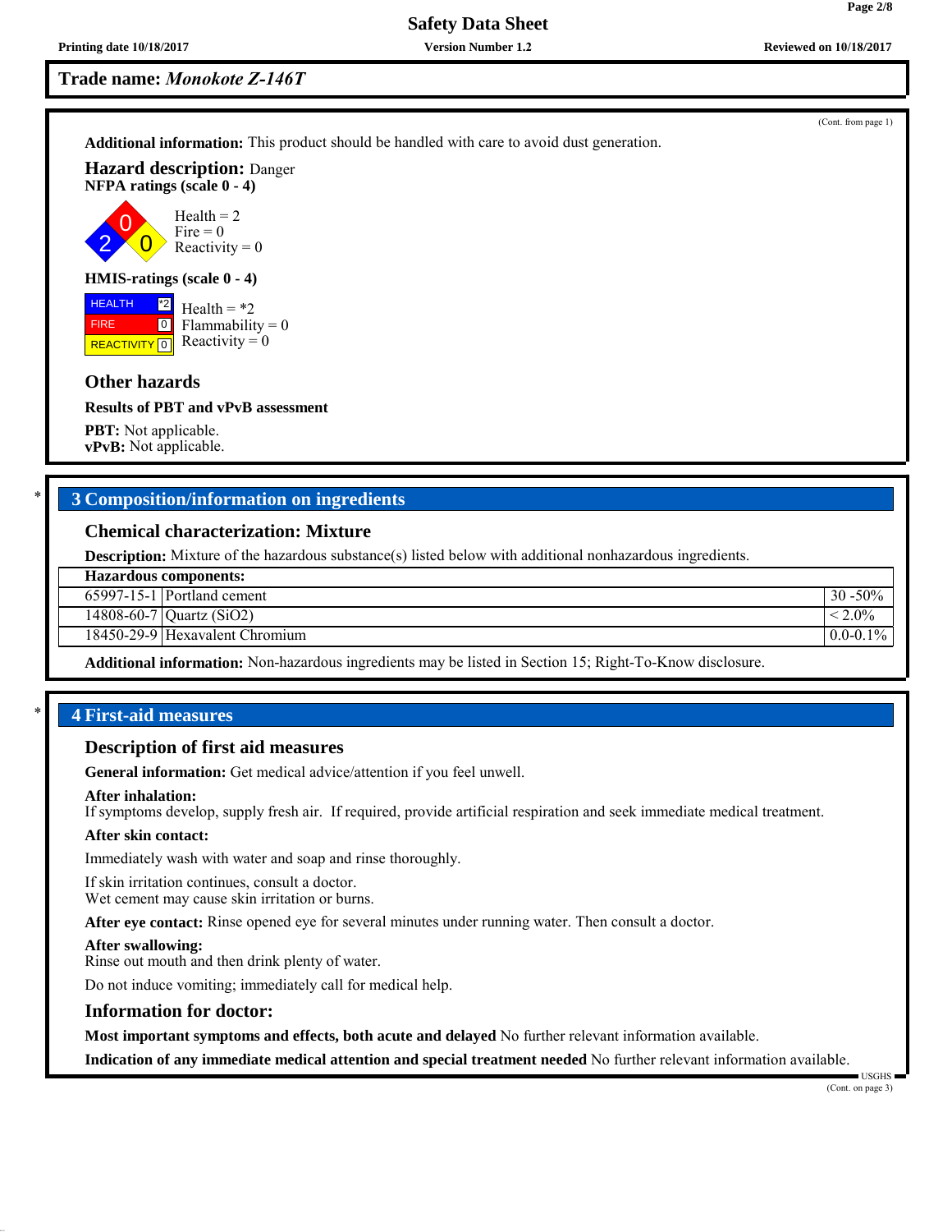**Trade name:** *Monokote Z-146T*

(Cont. from page 1)

**Additional information:** This product should be handled with care to avoid dust generation.

**Hazard description:** Danger

**NFPA ratings (scale 0 - 4)**

Health = 2
Fire = 0
Reactivity = 0

**HMIS-ratings (scale 0 - 4)**

| | |
|---|---|
| HEALTH | *2 |
| FIRE | 0 |
| REACTIVITY | 0 |

Health = *2
Flammability = 0
Reactivity = 0

### Other hazards

**Results of PBT and vPvB assessment**

**PBT:** Not applicable.
**vPvB:** Not applicable.

## 3 Composition/information on ingredients

### Chemical characterization: Mixture

**Description:** Mixture of the hazardous substance(s) listed below with additional nonhazardous ingredients.

| **Hazardous components:** | | |
|---|---|---|
| 65997-15-1 | Portland cement | 30 -50% |
| 14808-60-7 | Quartz ($SiO_2$) | < 2.0% |
| 18450-29-9 | Hexavalent Chromium | 0.0-0.1% |

**Additional information:** Non-hazardous ingredients may be listed in Section 15; Right-To-Know disclosure.

## 4 First-aid measures

### Description of first aid measures

**General information:** Get medical advice/attention if you feel unwell.

**After inhalation:**
If symptoms develop, supply fresh air. If required, provide artificial respiration and seek immediate medical treatment.

**After skin contact:**

Immediately wash with water and soap and rinse thoroughly.

If skin irritation continues, consult a doctor.
Wet cement may cause skin irritation or burns.

**After eye contact:** Rinse opened eye for several minutes under running water. Then consult a doctor.

**After swallowing:**
Rinse out mouth and then drink plenty of water.

Do not induce vomiting; immediately call for medical help.

### Information for doctor:

**Most important symptoms and effects, both acute and delayed** No further relevant information available.

**Indication of any immediate medical attention and special treatment needed** No further relevant information available.

(Cont. on page 3)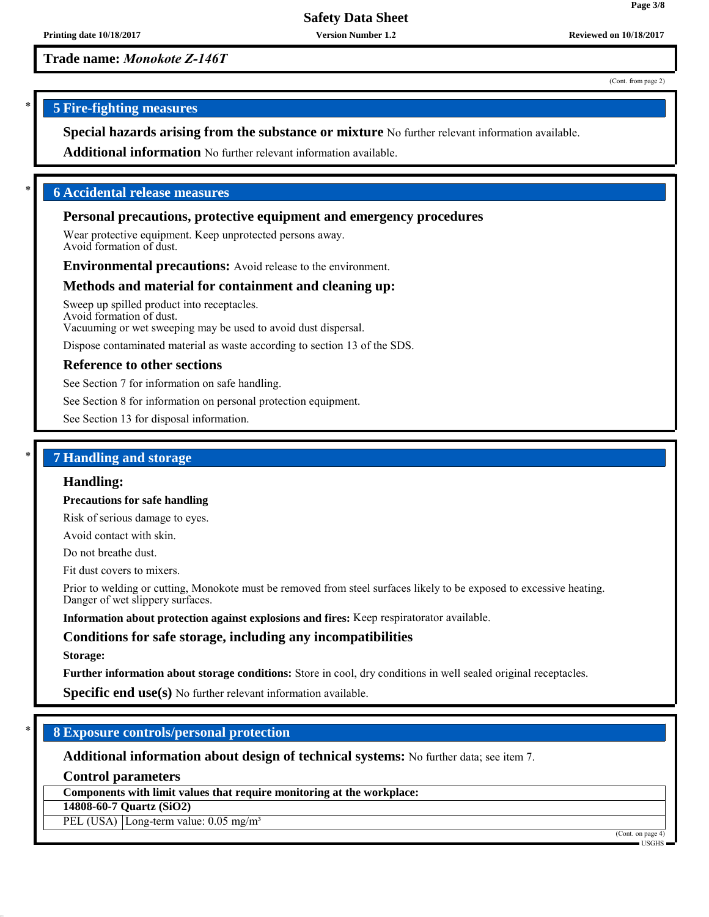**Trade name:** ***Monokote Z-146T***

(Cont. from page 2)

## 5 Fire-fighting measures

**Special hazards arising from the substance or mixture** No further relevant information available.

**Additional information** No further relevant information available.

## 6 Accidental release measures

**Personal precautions, protective equipment and emergency procedures**

Wear protective equipment. Keep unprotected persons away.
Avoid formation of dust.

**Environmental precautions:** Avoid release to the environment.

**Methods and material for containment and cleaning up:**

Sweep up spilled product into receptacles.
Avoid formation of dust.
Vacuuming or wet sweeping may be used to avoid dust dispersal.

Dispose contaminated material as waste according to section 13 of the SDS.

**Reference to other sections**

See Section 7 for information on safe handling.

See Section 8 for information on personal protection equipment.

See Section 13 for disposal information.

## 7 Handling and storage

**Handling:**

**Precautions for safe handling**

Risk of serious damage to eyes.

Avoid contact with skin.

Do not breathe dust.

Fit dust covers to mixers.

Prior to welding or cutting, Monokote must be removed from steel surfaces likely to be exposed to excessive heating.
Danger of wet slippery surfaces.

**Information about protection against explosions and fires:** Keep respiratorator available.

**Conditions for safe storage, including any incompatibilities**

**Storage:**

**Further information about storage conditions:** Store in cool, dry conditions in well sealed original receptacles.

**Specific end use(s)** No further relevant information available.

## 8 Exposure controls/personal protection

**Additional information about design of technical systems:** No further data; see item 7.

**Control parameters**

| **Components with limit values that require monitoring at the workplace:** | |
|---|---|
| **14808-60-7 Quartz ($SiO_2$)** | |
| PEL (USA) | Long-term value: 0.05 mg/m³ |

(Cont. on page 4)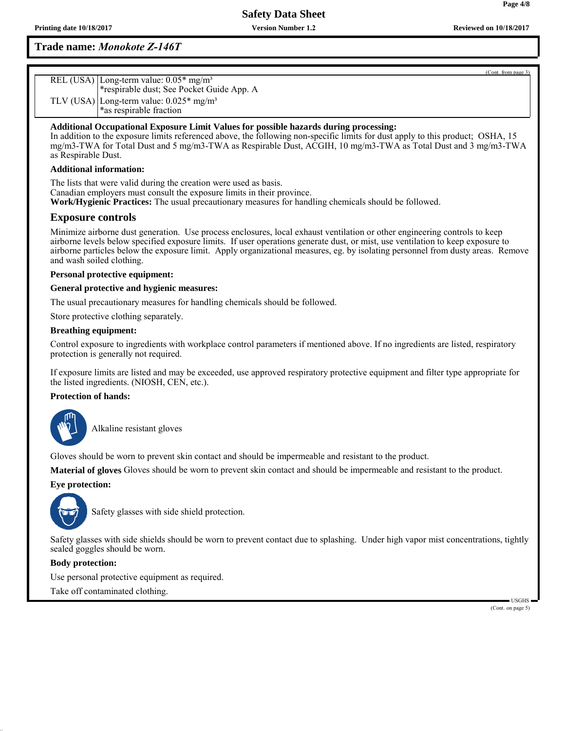**Trade name:** ***Monokote Z-146T***

(Cont. from page 3)

| | |
|---|---|
| REL (USA) | Long-term value: 0.05* mg/m³<br>*respirable dust; See Pocket Guide App. A |
| TLV (USA) | Long-term value: 0.025* mg/m³<br>*as respirable fraction |

**Additional Occupational Exposure Limit Values for possible hazards during processing:**
In addition to the exposure limits referenced above, the following non-specific limits for dust apply to this product; OSHA, 15 mg/m3-TWA for Total Dust and 5 mg/m3-TWA as Respirable Dust, ACGIH, 10 mg/m3-TWA as Total Dust and 3 mg/m3-TWA as Respirable Dust.

**Additional information:**

The lists that were valid during the creation were used as basis.
Canadian employers must consult the exposure limits in their province.
**Work/Hygienic Practices:** The usual precautionary measures for handling chemicals should be followed.

## Exposure controls

Minimize airborne dust generation. Use process enclosures, local exhaust ventilation or other engineering controls to keep airborne levels below specified exposure limits. If user operations generate dust, or mist, use ventilation to keep exposure to airborne particles below the exposure limit. Apply organizational measures, eg. by isolating personnel from dusty areas. Remove and wash soiled clothing.

**Personal protective equipment:**

**General protective and hygienic measures:**

The usual precautionary measures for handling chemicals should be followed.

Store protective clothing separately.

**Breathing equipment:**

Control exposure to ingredients with workplace control parameters if mentioned above. If no ingredients are listed, respiratory protection is generally not required.

If exposure limits are listed and may be exceeded, use approved respiratory protective equipment and filter type appropriate for the listed ingredients. (NIOSH, CEN, etc.).

**Protection of hands:**

Alkaline resistant gloves

Gloves should be worn to prevent skin contact and should be impermeable and resistant to the product.

**Material of gloves** Gloves should be worn to prevent skin contact and should be impermeable and resistant to the product.

**Eye protection:**

Safety glasses with side shield protection.

Safety glasses with side shields should be worn to prevent contact due to splashing. Under high vapor mist concentrations, tightly sealed goggles should be worn.

**Body protection:**

Use personal protective equipment as required.

Take off contaminated clothing.

(Cont. on page 5)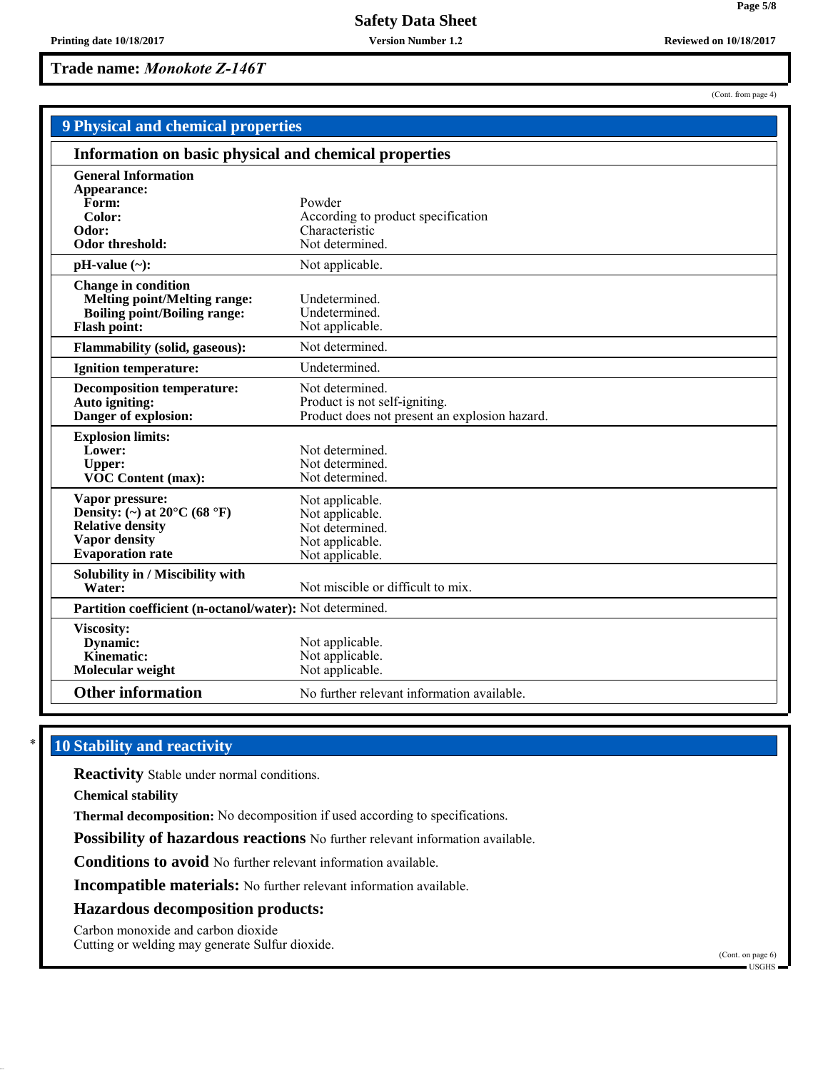**Trade name:** ***Monokote Z-146T***

(Cont. from page 4)

## 9 Physical and chemical properties

### Information on basic physical and chemical properties

| | |
|---|---|
| **General Information** | |
| **Appearance:** | |
| **Form:** | Powder |
| **Color:** | According to product specification |
| **Odor:** | Characteristic |
| **Odor threshold:** | Not determined. |
| **pH-value (~):** | Not applicable. |
| **Change in condition** | |
| **Melting point/Melting range:** | Undetermined. |
| **Boiling point/Boiling range:** | Undetermined. |
| **Flash point:** | Not applicable. |
| **Flammability (solid, gaseous):** | Not determined. |
| **Ignition temperature:** | Undetermined. |
| **Decomposition temperature:** | Not determined. |
| **Auto igniting:** | Product is not self-igniting. |
| **Danger of explosion:** | Product does not present an explosion hazard. |
| **Explosion limits:** | |
| **Lower:** | Not determined. |
| **Upper:** | Not determined. |
| **VOC Content (max):** | Not determined. |
| **Vapor pressure:** | Not applicable. |
| **Density: (~) at 20°C (68 °F)** | Not applicable. |
| **Relative density** | Not determined. |
| **Vapor density** | Not applicable. |
| **Evaporation rate** | Not applicable. |
| **Solubility in / Miscibility with** | |
| **Water:** | Not miscible or difficult to mix. |
| **Partition coefficient (n-octanol/water):** | Not determined. |
| **Viscosity:** | |
| **Dynamic:** | Not applicable. |
| **Kinematic:** | Not applicable. |
| **Molecular weight** | Not applicable. |
| **Other information** | No further relevant information available. |

\* 

## 10 Stability and reactivity

**Reactivity** Stable under normal conditions.

**Chemical stability**

**Thermal decomposition:** No decomposition if used according to specifications.

**Possibility of hazardous reactions** No further relevant information available.

**Conditions to avoid** No further relevant information available.

**Incompatible materials:** No further relevant information available.

**Hazardous decomposition products:**

Carbon monoxide and carbon dioxide
Cutting or welding may generate Sulfur dioxide.

(Cont. on page 6)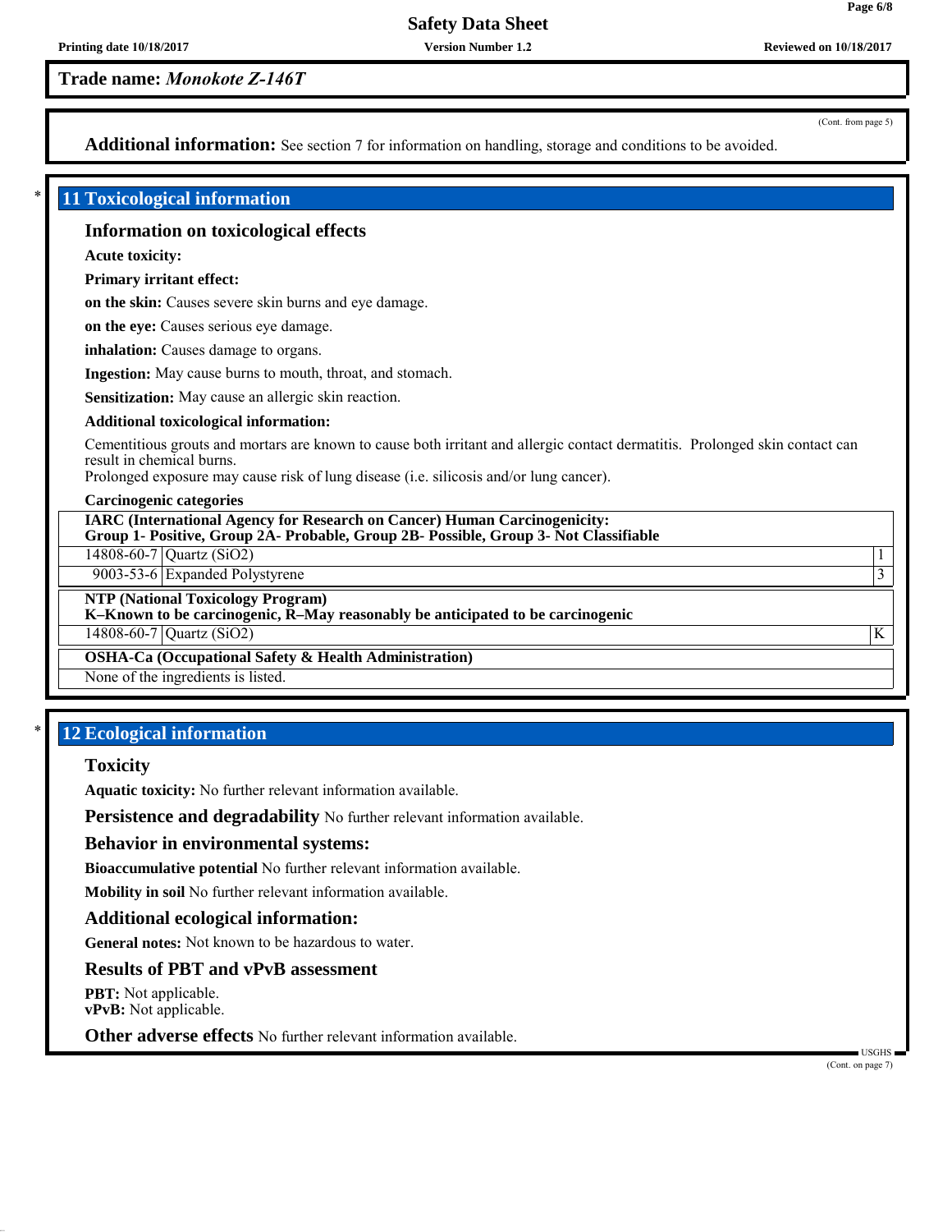**Trade name:** *Monokote Z-146T*

(Cont. from page 5)

**Additional information:** See section 7 for information on handling, storage and conditions to be avoided.

## * 11 Toxicological information

### Information on toxicological effects

**Acute toxicity:**

**Primary irritant effect:**

**on the skin:** Causes severe skin burns and eye damage.

**on the eye:** Causes serious eye damage.

**inhalation:** Causes damage to organs.

**Ingestion:** May cause burns to mouth, throat, and stomach.

**Sensitization:** May cause an allergic skin reaction.

**Additional toxicological information:**

Cementitious grouts and mortars are known to cause both irritant and allergic contact dermatitis. Prolonged skin contact can result in chemical burns.
Prolonged exposure may cause risk of lung disease (i.e. silicosis and/or lung cancer).

**Carcinogenic categories**

| **IARC (International Agency for Research on Cancer) Human Carcinogenicity: Group 1- Positive, Group 2A- Probable, Group 2B- Possible, Group 3- Not Classifiable** | | |
|---|---|---|
| 14808-60-7 | Quartz ($SiO_2$) | 1 |
| 9003-53-6 | Expanded Polystyrene | 3 |

| **NTP (National Toxicology Program) K–Known to be carcinogenic, R–May reasonably be anticipated to be carcinogenic** | | |
|---|---|---|
| 14808-60-7 | Quartz ($SiO_2$) | K |

| **OSHA-Ca (Occupational Safety & Health Administration)** |
|---|
| None of the ingredients is listed. |

## * 12 Ecological information

### Toxicity

**Aquatic toxicity:** No further relevant information available.

**Persistence and degradability** No further relevant information available.

### Behavior in environmental systems:

**Bioaccumulative potential** No further relevant information available.

**Mobility in soil** No further relevant information available.

### Additional ecological information:

**General notes:** Not known to be hazardous to water.

### Results of PBT and vPvB assessment

**PBT:** Not applicable.
**vPvB:** Not applicable.

**Other adverse effects** No further relevant information available.

(Cont. on page 7)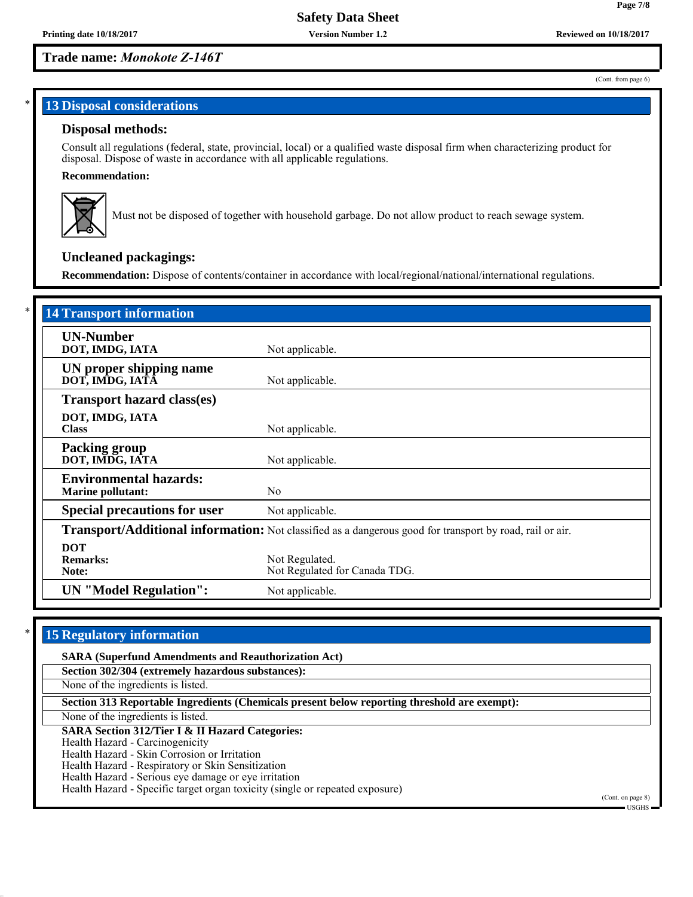Trade name: *Monokote Z-146T*

(Cont. from page 6)

## * 13 Disposal considerations

### Disposal methods:

Consult all regulations (federal, state, provincial, local) or a qualified waste disposal firm when characterizing product for disposal. Dispose of waste in accordance with all applicable regulations.

**Recommendation:**

Must not be disposed of together with household garbage. Do not allow product to reach sewage system.

### Uncleaned packagings:

**Recommendation:** Dispose of contents/container in accordance with local/regional/national/international regulations.

## * 14 Transport information

| | |
|---|---|
| **UN-Number**<br>**DOT, IMDG, IATA** | Not applicable. |
| **UN proper shipping name**<br>**DOT, IMDG, IATA** | Not applicable. |
| **Transport hazard class(es)**<br>**DOT, IMDG, IATA**<br>**Class** | Not applicable. |
| **Packing group**<br>**DOT, IMDG, IATA** | Not applicable. |
| **Environmental hazards:**<br>**Marine pollutant:** | No |
| **Special precautions for user** | Not applicable. |
| **Transport/Additional information:** | Not classified as a dangerous good for transport by road, rail or air. |
| **DOT**<br>**Remarks:**<br>**Note:** | Not Regulated.<br>Not Regulated for Canada TDG. |
| **UN "Model Regulation":** | Not applicable. |

## * 15 Regulatory information

**SARA (Superfund Amendments and Reauthorization Act)**

**Section 302/304 (extremely hazardous substances):**

None of the ingredients is listed.

**Section 313 Reportable Ingredients (Chemicals present below reporting threshold are exempt):**

None of the ingredients is listed.

**SARA Section 312/Tier I & II Hazard Categories:**

Health Hazard - Carcinogenicity
Health Hazard - Skin Corrosion or Irritation
Health Hazard - Respiratory or Skin Sensitization
Health Hazard - Serious eye damage or eye irritation
Health Hazard - Specific target organ toxicity (single or repeated exposure)

(Cont. on page 8)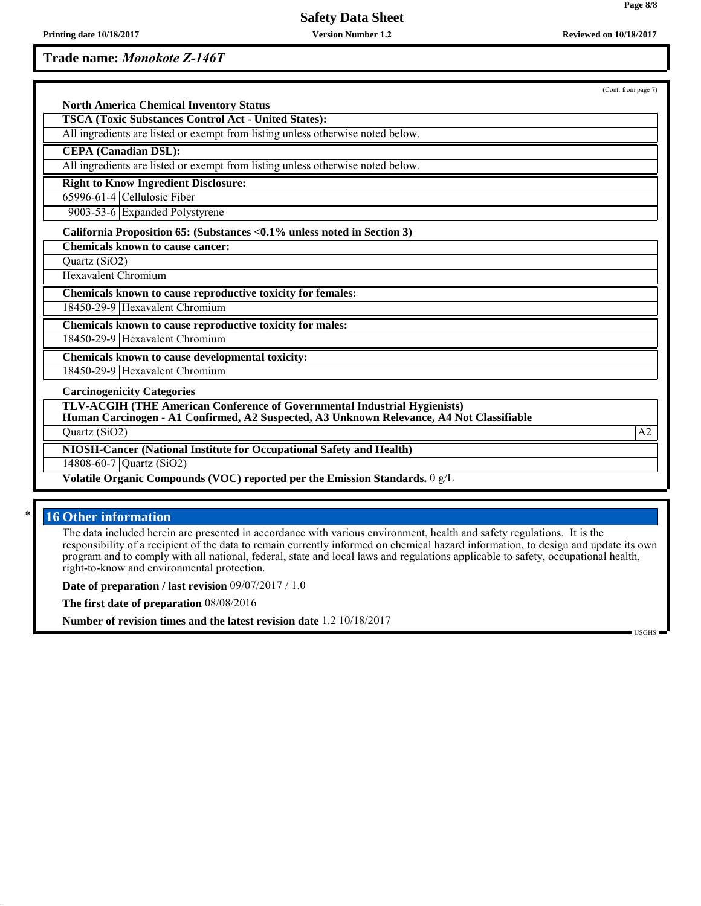**Trade name:** ***Monokote Z-146T***

(Cont. from page 7)

**North America Chemical Inventory Status**

**TSCA (Toxic Substances Control Act - United States):**

All ingredients are listed or exempt from listing unless otherwise noted below.

**CEPA (Canadian DSL):**

All ingredients are listed or exempt from listing unless otherwise noted below.

**Right to Know Ingredient Disclosure:**

| | |
|---|---|
| 65996-61-4 | Cellulosic Fiber |
| 9003-53-6 | Expanded Polystyrene |

**California Proposition 65: (Substances <0.1% unless noted in Section 3)**

**Chemicals known to cause cancer:**

Quartz ($SiO_2$)

Hexavalent Chromium

**Chemicals known to cause reproductive toxicity for females:**

| | |
|---|---|
| 18450-29-9 | Hexavalent Chromium |

**Chemicals known to cause reproductive toxicity for males:**

| | |
|---|---|
| 18450-29-9 | Hexavalent Chromium |

**Chemicals known to cause developmental toxicity:**

| | |
|---|---|
| 18450-29-9 | Hexavalent Chromium |

**Carcinogenicity Categories**

**TLV-ACGIH (THE American Conference of Governmental Industrial Hygienists)**
**Human Carcinogen - A1 Confirmed, A2 Suspected, A3 Unknown Relevance, A4 Not Classifiable**

| | |
|---|---|
| Quartz ($SiO_2$) | A2 |

**NIOSH-Cancer (National Institute for Occupational Safety and Health)**

| | |
|---|---|
| 14808-60-7 | Quartz ($SiO_2$) |

**Volatile Organic Compounds (VOC) reported per the Emission Standards.** 0 g/L

## * 16 Other information

The data included herein are presented in accordance with various environment, health and safety regulations. It is the responsibility of a recipient of the data to remain currently informed on chemical hazard information, to design and update its own program and to comply with all national, federal, state and local laws and regulations applicable to safety, occupational health, right-to-know and environmental protection.

**Date of preparation / last revision** 09/07/2017 / 1.0

**The first date of preparation** 08/08/2016

**Number of revision times and the latest revision date** 1.2 10/18/2017